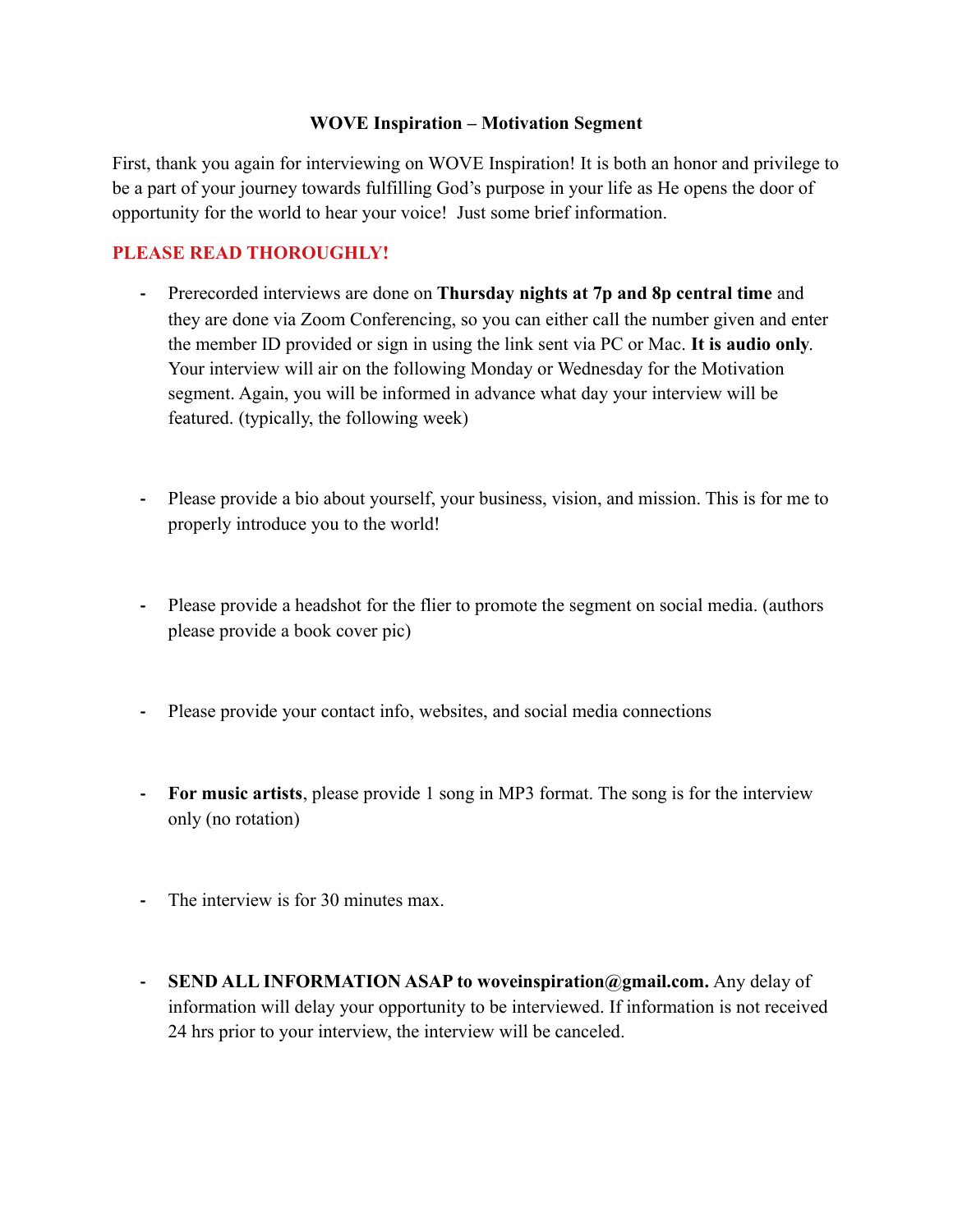# WOVE Inspiration – Motivation Segment

First, thank you again for interviewing on WOVE Inspiration! It is both an honor and privilege to be a part of your journey towards fulfilling God's purpose in your life as He opens the door of opportunity for the world to hear your voice! Just some brief information.

**PLEASE READ THOROUGHLY!**

- Prerecorded interviews are done on **Thursday nights at 7p and 8p central time** and they are done via Zoom Conferencing, so you can either call the number given and enter the member ID provided or sign in using the link sent via PC or Mac. **It is audio only**. Your interview will air on the following Monday or Wednesday for the Motivation segment. Again, you will be informed in advance what day your interview will be featured. (typically, the following week)

- Please provide a bio about yourself, your business, vision, and mission. This is for me to properly introduce you to the world!

- Please provide a headshot for the flier to promote the segment on social media. (authors please provide a book cover pic)

- Please provide your contact info, websites, and social media connections

- **For music artists**, please provide 1 song in MP3 format. The song is for the interview only (no rotation)

- The interview is for 30 minutes max.

- **SEND ALL INFORMATION ASAP to woveinspiration@gmail.com.** Any delay of information will delay your opportunity to be interviewed. If information is not received 24 hrs prior to your interview, the interview will be canceled.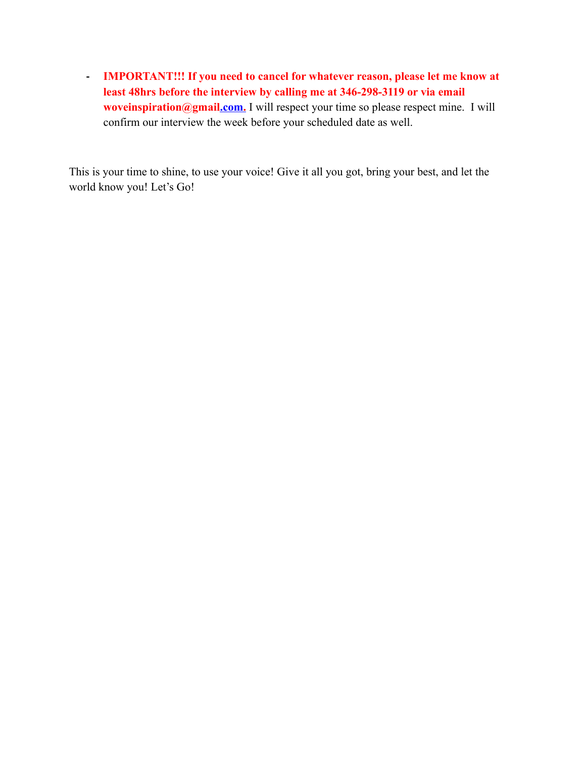- **IMPORTANT!!! If you need to cancel for whatever reason, please let me know at least 48hrs before the interview by calling me at 346-298-3119 or via email woveinspiration@gmail.com.** I will respect your time so please respect mine. I will confirm our interview the week before your scheduled date as well.

This is your time to shine, to use your voice! Give it all you got, bring your best, and let the world know you! Let's Go!